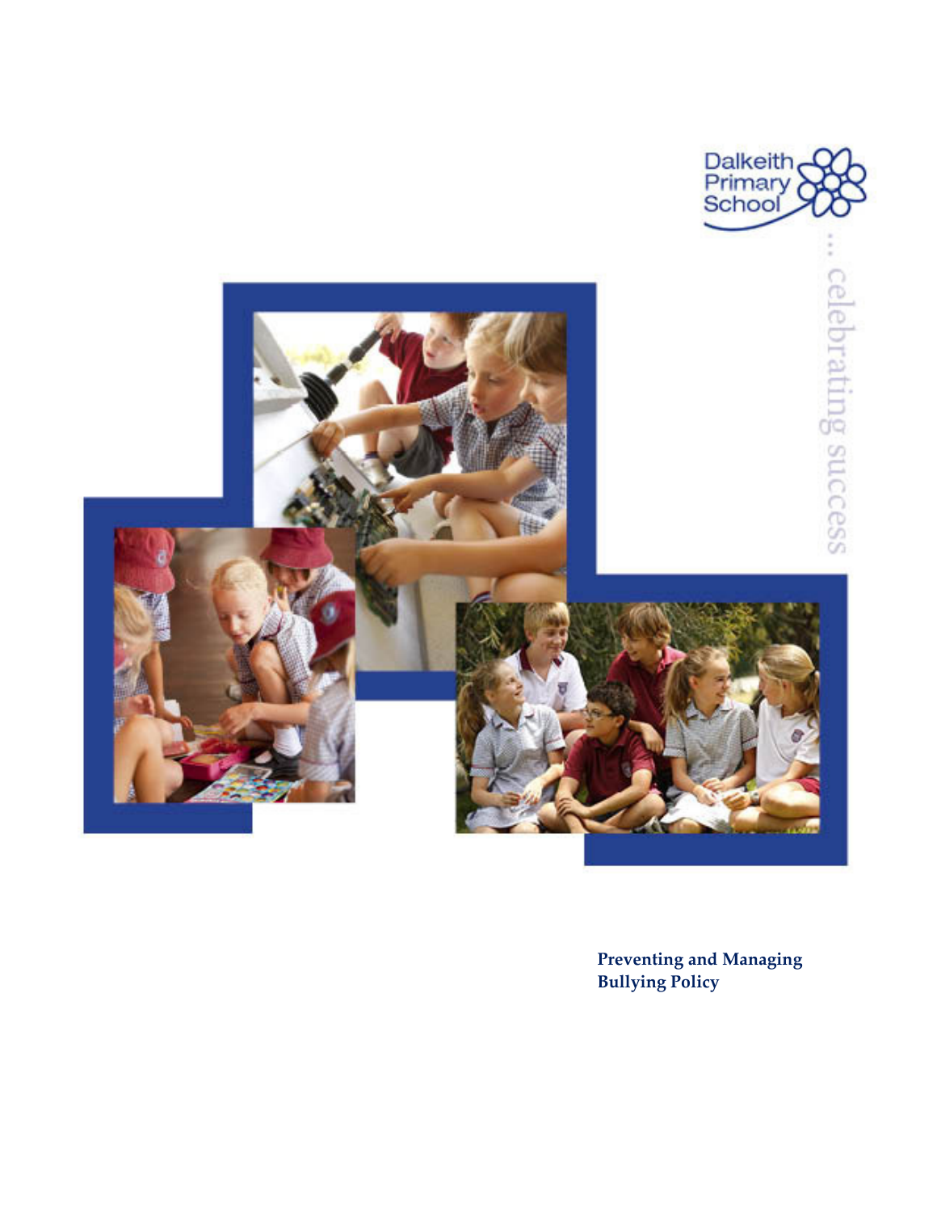Dalkeith Primary School

... celebrating success

**Preventing and Managing Bullying Policy**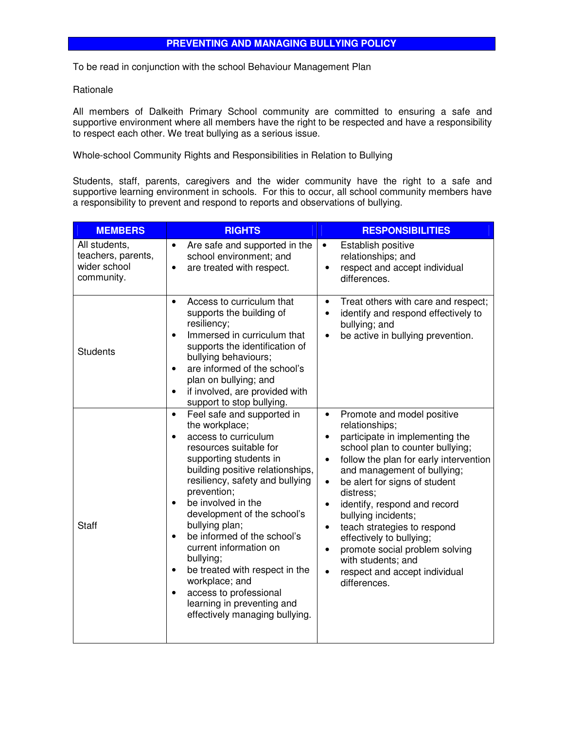# PREVENTING AND MANAGING BULLYING POLICY

To be read in conjunction with the school Behaviour Management Plan

Rationale

All members of Dalkeith Primary School community are committed to ensuring a safe and supportive environment where all members have the right to be respected and have a responsibility to respect each other. We treat bullying as a serious issue.

Whole-school Community Rights and Responsibilities in Relation to Bullying

Students, staff, parents, caregivers and the wider community have the right to a safe and supportive learning environment in schools. For this to occur, all school community members have a responsibility to prevent and respond to reports and observations of bullying.

| MEMBERS | RIGHTS | RESPONSIBILITIES |
|---|---|---|
| All students, teachers, parents, wider school community. | • Are safe and supported in the school environment; and<br>• are treated with respect. | • Establish positive relationships; and<br>• respect and accept individual differences. |
| Students | • Access to curriculum that supports the building of resiliency;<br>• Immersed in curriculum that supports the identification of bullying behaviours;<br>• are informed of the school's plan on bullying; and<br>• if involved, are provided with support to stop bullying. | • Treat others with care and respect;<br>• identify and respond effectively to bullying; and<br>• be active in bullying prevention. |
| Staff | • Feel safe and supported in the workplace;<br>• access to curriculum resources suitable for supporting students in building positive relationships, resiliency, safety and bullying prevention;<br>• be involved in the development of the school's bullying plan;<br>• be informed of the school's current information on bullying;<br>• be treated with respect in the workplace; and<br>• access to professional learning in preventing and effectively managing bullying. | • Promote and model positive relationships;<br>• participate in implementing the school plan to counter bullying;<br>• follow the plan for early intervention and management of bullying;<br>• be alert for signs of student distress;<br>• identify, respond and record bullying incidents;<br>• teach strategies to respond effectively to bullying;<br>• promote social problem solving with students; and<br>• respect and accept individual differences. |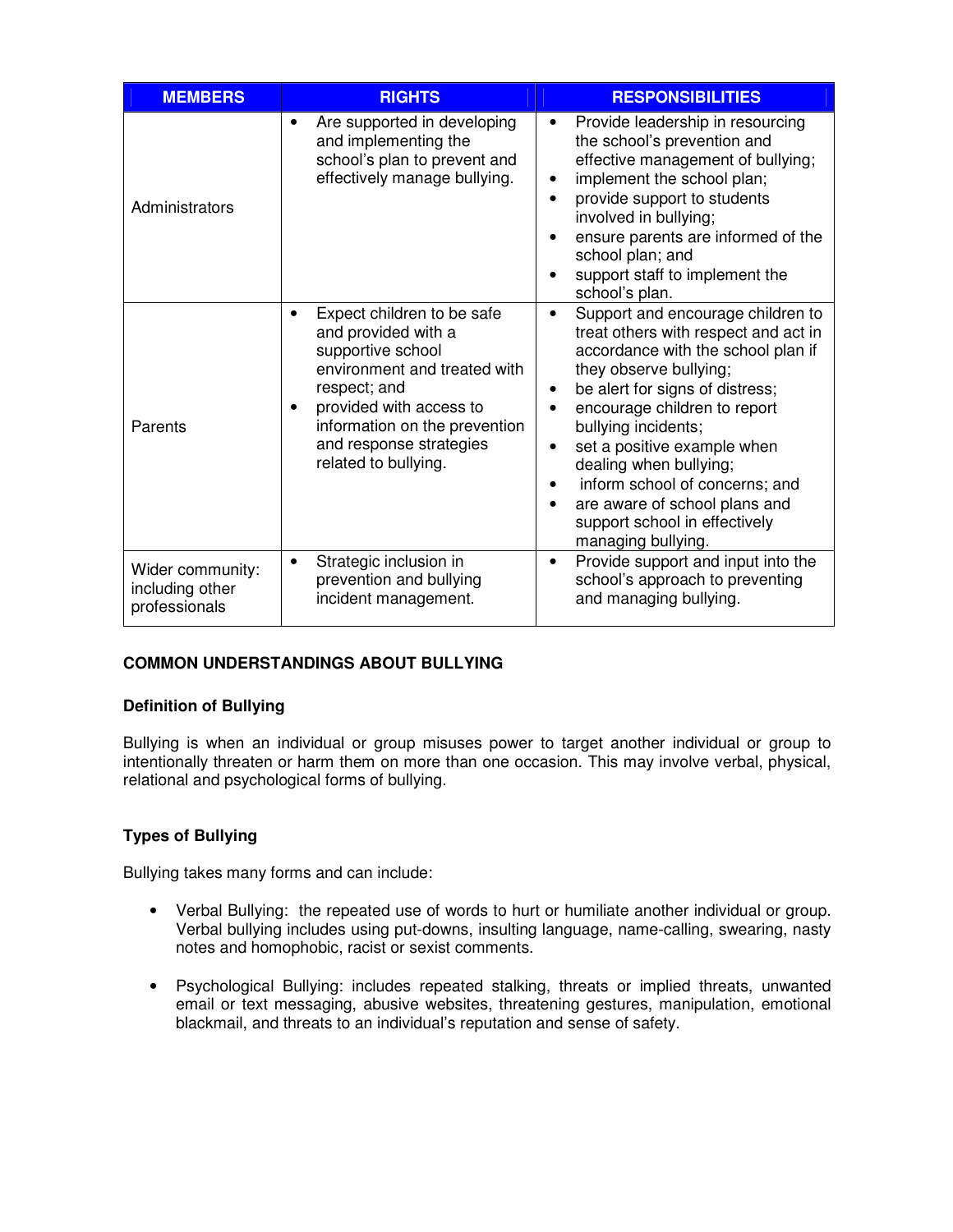| MEMBERS | RIGHTS | RESPONSIBILITIES |
|---|---|---|
| Administrators | • Are supported in developing and implementing the school's plan to prevent and effectively manage bullying. | • Provide leadership in resourcing the school's prevention and effective management of bullying;<br>• implement the school plan;<br>• provide support to students involved in bullying;<br>• ensure parents are informed of the school plan; and<br>• support staff to implement the school's plan. |
| Parents | • Expect children to be safe and provided with a supportive school environment and treated with respect; and<br>• provided with access to information on the prevention and response strategies related to bullying. | • Support and encourage children to treat others with respect and act in accordance with the school plan if they observe bullying;<br>• be alert for signs of distress;<br>• encourage children to report bullying incidents;<br>• set a positive example when dealing when bullying;<br>• inform school of concerns; and<br>• are aware of school plans and support school in effectively managing bullying. |
| Wider community: including other professionals | • Strategic inclusion in prevention and bullying incident management. | • Provide support and input into the school's approach to preventing and managing bullying. |

## COMMON UNDERSTANDINGS ABOUT BULLYING

### Definition of Bullying

Bullying is when an individual or group misuses power to target another individual or group to intentionally threaten or harm them on more than one occasion. This may involve verbal, physical, relational and psychological forms of bullying.

### Types of Bullying

Bullying takes many forms and can include:

- Verbal Bullying: the repeated use of words to hurt or humiliate another individual or group. Verbal bullying includes using put-downs, insulting language, name-calling, swearing, nasty notes and homophobic, racist or sexist comments.

- Psychological Bullying: includes repeated stalking, threats or implied threats, unwanted email or text messaging, abusive websites, threatening gestures, manipulation, emotional blackmail, and threats to an individual's reputation and sense of safety.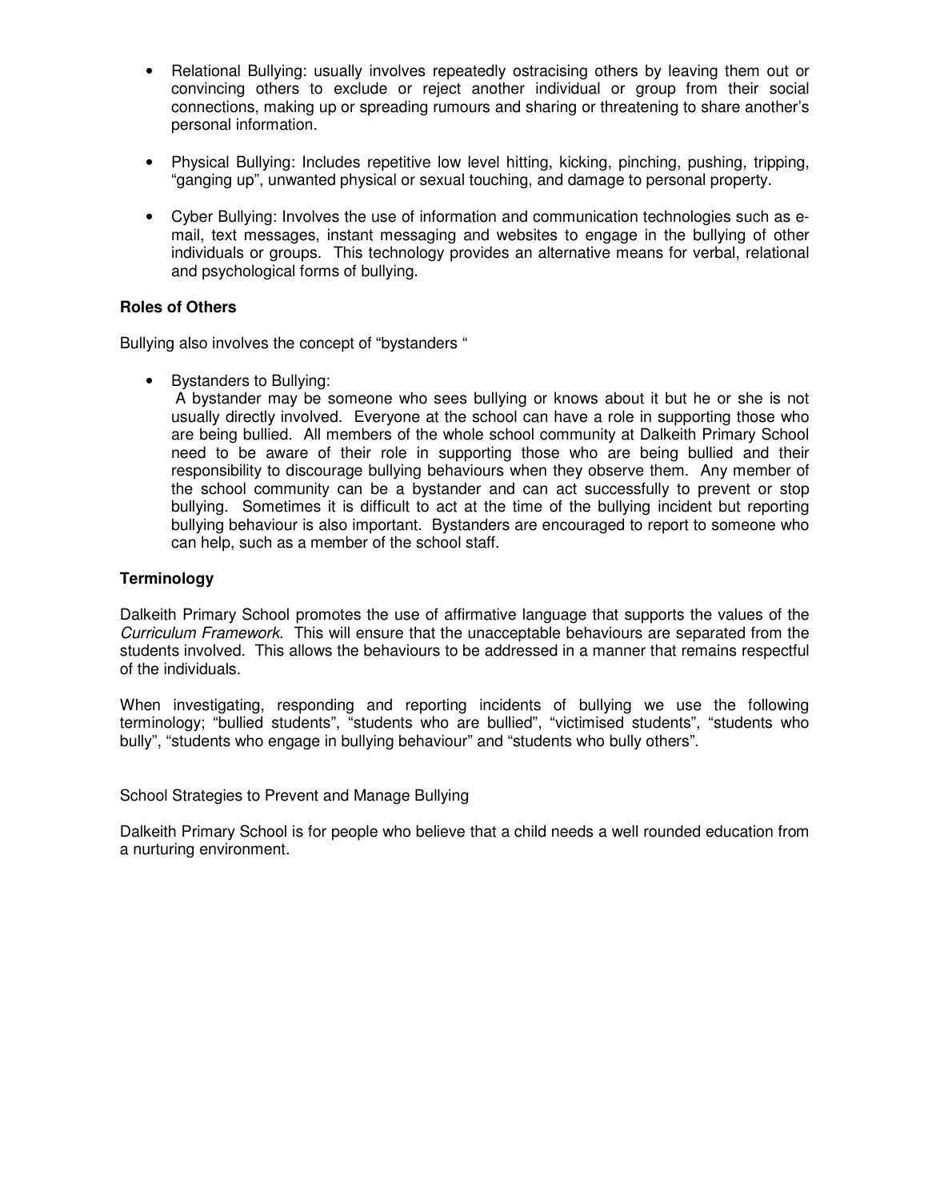- Relational Bullying: usually involves repeatedly ostracising others by leaving them out or convincing others to exclude or reject another individual or group from their social connections, making up or spreading rumours and sharing or threatening to share another's personal information.

- Physical Bullying: Includes repetitive low level hitting, kicking, pinching, pushing, tripping, "ganging up", unwanted physical or sexual touching, and damage to personal property.

- Cyber Bullying: Involves the use of information and communication technologies such as e-mail, text messages, instant messaging and websites to engage in the bullying of other individuals or groups. This technology provides an alternative means for verbal, relational and psychological forms of bullying.

**Roles of Others**

Bullying also involves the concept of "bystanders "

- Bystanders to Bullying:
  A bystander may be someone who sees bullying or knows about it but he or she is not usually directly involved. Everyone at the school can have a role in supporting those who are being bullied. All members of the whole school community at Dalkeith Primary School need to be aware of their role in supporting those who are being bullied and their responsibility to discourage bullying behaviours when they observe them. Any member of the school community can be a bystander and can act successfully to prevent or stop bullying. Sometimes it is difficult to act at the time of the bullying incident but reporting bullying behaviour is also important. Bystanders are encouraged to report to someone who can help, such as a member of the school staff.

**Terminology**

Dalkeith Primary School promotes the use of affirmative language that supports the values of the *Curriculum Framework*. This will ensure that the unacceptable behaviours are separated from the students involved. This allows the behaviours to be addressed in a manner that remains respectful of the individuals.

When investigating, responding and reporting incidents of bullying we use the following terminology; "bullied students", "students who are bullied", "victimised students", "students who bully", "students who engage in bullying behaviour" and "students who bully others".

School Strategies to Prevent and Manage Bullying

Dalkeith Primary School is for people who believe that a child needs a well rounded education from a nurturing environment.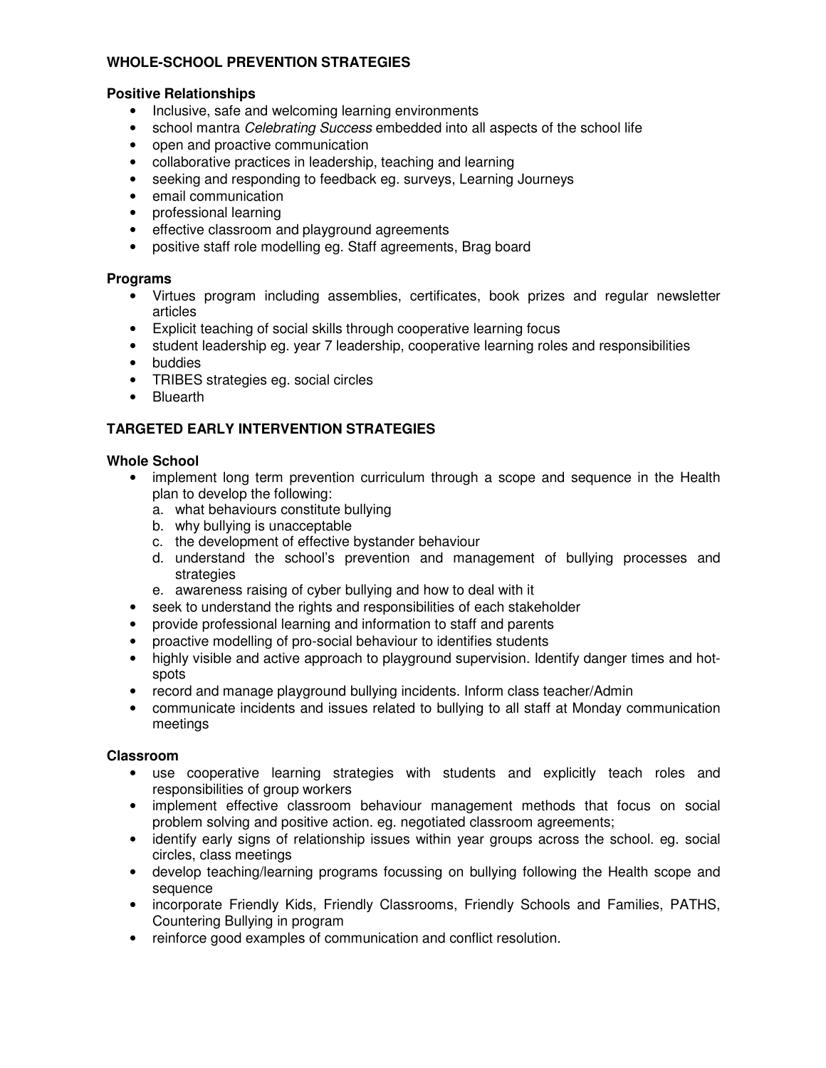## WHOLE-SCHOOL PREVENTION STRATEGIES

### Positive Relationships

- Inclusive, safe and welcoming learning environments
- school mantra *Celebrating Success* embedded into all aspects of the school life
- open and proactive communication
- collaborative practices in leadership, teaching and learning
- seeking and responding to feedback eg. surveys, Learning Journeys
- email communication
- professional learning
- effective classroom and playground agreements
- positive staff role modelling eg. Staff agreements, Brag board

### Programs

- Virtues program including assemblies, certificates, book prizes and regular newsletter articles
- Explicit teaching of social skills through cooperative learning focus
- student leadership eg. year 7 leadership, cooperative learning roles and responsibilities
- buddies
- TRIBES strategies eg. social circles
- Bluearth

## TARGETED EARLY INTERVENTION STRATEGIES

### Whole School

- implement long term prevention curriculum through a scope and sequence in the Health plan to develop the following:
  a. what behaviours constitute bullying
  b. why bullying is unacceptable
  c. the development of effective bystander behaviour
  d. understand the school's prevention and management of bullying processes and strategies
  e. awareness raising of cyber bullying and how to deal with it
- seek to understand the rights and responsibilities of each stakeholder
- provide professional learning and information to staff and parents
- proactive modelling of pro-social behaviour to identifies students
- highly visible and active approach to playground supervision. Identify danger times and hot-spots
- record and manage playground bullying incidents. Inform class teacher/Admin
- communicate incidents and issues related to bullying to all staff at Monday communication meetings

### Classroom

- use cooperative learning strategies with students and explicitly teach roles and responsibilities of group workers
- implement effective classroom behaviour management methods that focus on social problem solving and positive action. eg. negotiated classroom agreements;
- identify early signs of relationship issues within year groups across the school. eg. social circles, class meetings
- develop teaching/learning programs focussing on bullying following the Health scope and sequence
- incorporate Friendly Kids, Friendly Classrooms, Friendly Schools and Families, PATHS, Countering Bullying in program
- reinforce good examples of communication and conflict resolution.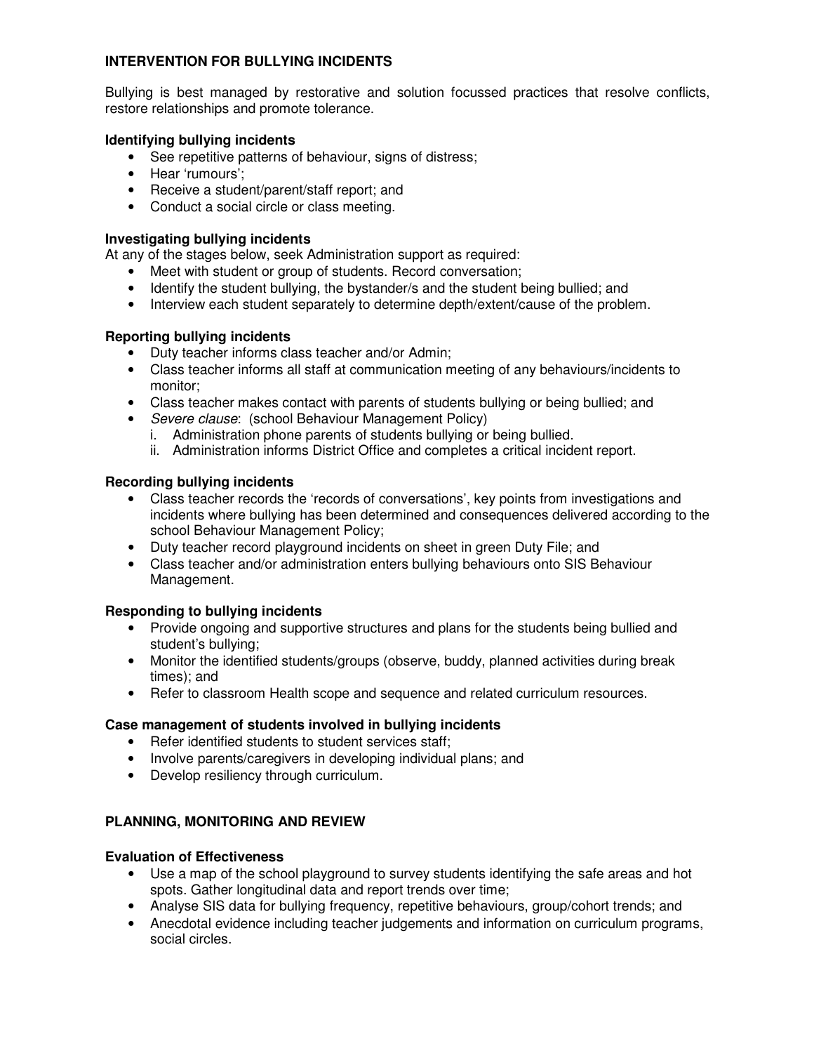## INTERVENTION FOR BULLYING INCIDENTS

Bullying is best managed by restorative and solution focussed practices that resolve conflicts, restore relationships and promote tolerance.

### Identifying bullying incidents

- See repetitive patterns of behaviour, signs of distress;
- Hear 'rumours';
- Receive a student/parent/staff report; and
- Conduct a social circle or class meeting.

### Investigating bullying incidents

At any of the stages below, seek Administration support as required:

- Meet with student or group of students. Record conversation;
- Identify the student bullying, the bystander/s and the student being bullied; and
- Interview each student separately to determine depth/extent/cause of the problem.

### Reporting bullying incidents

- Duty teacher informs class teacher and/or Admin;
- Class teacher informs all staff at communication meeting of any behaviours/incidents to monitor;
- Class teacher makes contact with parents of students bullying or being bullied; and
- *Severe clause*: (school Behaviour Management Policy)
  1. Administration phone parents of students bullying or being bullied.
  2. Administration informs District Office and completes a critical incident report.

### Recording bullying incidents

- Class teacher records the 'records of conversations', key points from investigations and incidents where bullying has been determined and consequences delivered according to the school Behaviour Management Policy;
- Duty teacher record playground incidents on sheet in green Duty File; and
- Class teacher and/or administration enters bullying behaviours onto SIS Behaviour Management.

### Responding to bullying incidents

- Provide ongoing and supportive structures and plans for the students being bullied and student's bullying;
- Monitor the identified students/groups (observe, buddy, planned activities during break times); and
- Refer to classroom Health scope and sequence and related curriculum resources.

### Case management of students involved in bullying incidents

- Refer identified students to student services staff;
- Involve parents/caregivers in developing individual plans; and
- Develop resiliency through curriculum.

## PLANNING, MONITORING AND REVIEW

### Evaluation of Effectiveness

- Use a map of the school playground to survey students identifying the safe areas and hot spots. Gather longitudinal data and report trends over time;
- Analyse SIS data for bullying frequency, repetitive behaviours, group/cohort trends; and
- Anecdotal evidence including teacher judgements and information on curriculum programs, social circles.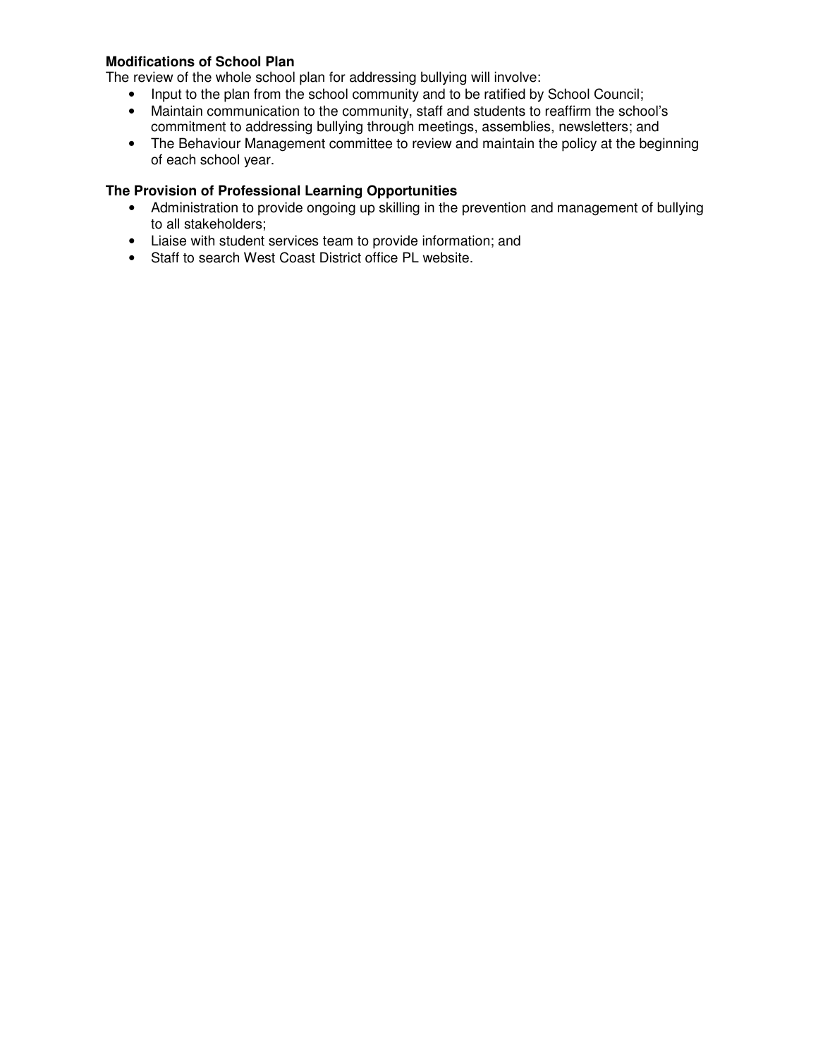**Modifications of School Plan**

The review of the whole school plan for addressing bullying will involve:

- Input to the plan from the school community and to be ratified by School Council;
- Maintain communication to the community, staff and students to reaffirm the school's commitment to addressing bullying through meetings, assemblies, newsletters; and
- The Behaviour Management committee to review and maintain the policy at the beginning of each school year.

**The Provision of Professional Learning Opportunities**

- Administration to provide ongoing up skilling in the prevention and management of bullying to all stakeholders;
- Liaise with student services team to provide information; and
- Staff to search West Coast District office PL website.